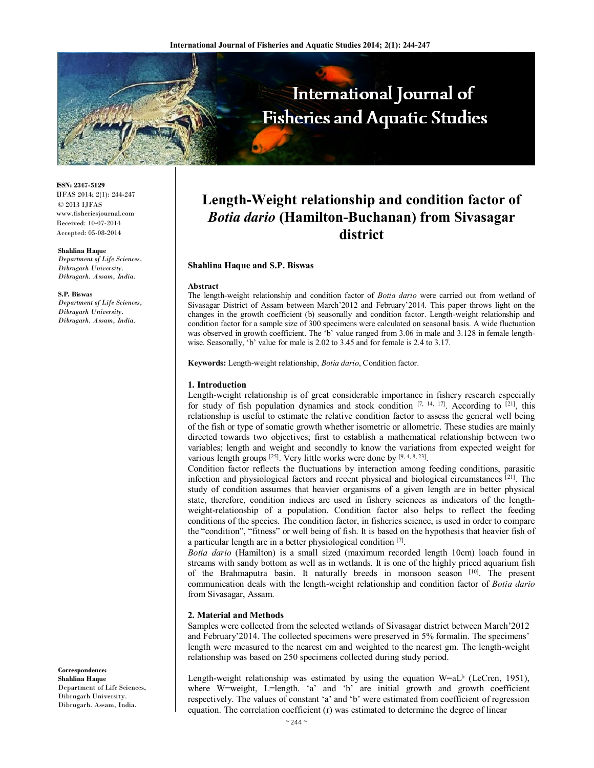**ISSN: 2347-5129**
IJFAS 2014; 2(1): 244-247
© 2013 IJFAS
www.fisheriesjournal.com
Received: 10-07-2014
Accepted: 05-08-2014

**Shahlina Haque**
*Department of Life Sciences, Dibrugarh University. Dibrugarh. Assam, India.*

**S.P. Biswas**
*Department of Life Sciences, Dibrugarh University. Dibrugarh. Assam, India.*

**Correspondence:**
**Shahlina Haque**
Department of Life Sciences, Dibrugarh University. Dibrugarh. Assam, India.

# Length-Weight relationship and condition factor of *Botia dario* (Hamilton-Buchanan) from Sivasagar district

**Shahlina Haque and S.P. Biswas**

**Abstract**
The length-weight relationship and condition factor of *Botia dario* were carried out from wetland of Sivasagar District of Assam between March'2012 and February'2014. This paper throws light on the changes in the growth coefficient (b) seasonally and condition factor. Length-weight relationship and condition factor for a sample size of 300 specimens were calculated on seasonal basis. A wide fluctuation was observed in growth coefficient. The 'b' value ranged from 3.06 in male and 3.128 in female length-wise. Seasonally, 'b' value for male is 2.02 to 3.45 and for female is 2.4 to 3.17.

**Keywords:** Length-weight relationship, *Botia dario*, Condition factor.

## 1. Introduction

Length-weight relationship is of great considerable importance in fishery research especially for study of fish population dynamics and stock condition [7, 14, 17]. According to [21], this relationship is useful to estimate the relative condition factor to assess the general well being of the fish or type of somatic growth whether isometric or allometric. These studies are mainly directed towards two objectives; first to establish a mathematical relationship between two variables; length and weight and secondly to know the variations from expected weight for various length groups [25]. Very little works were done by [9, 4, 8, 23].

Condition factor reflects the fluctuations by interaction among feeding conditions, parasitic infection and physiological factors and recent physical and biological circumstances [21]. The study of condition assumes that heavier organisms of a given length are in better physical state, therefore, condition indices are used in fishery sciences as indicators of the length-weight-relationship of a population. Condition factor also helps to reflect the feeding conditions of the species. The condition factor, in fisheries science, is used in order to compare the "condition", "fitness" or well being of fish. It is based on the hypothesis that heavier fish of a particular length are in a better physiological condition [7].

*Botia dario* (Hamilton) is a small sized (maximum recorded length 10cm) loach found in streams with sandy bottom as well as in wetlands. It is one of the highly priced aquarium fish of the Brahmaputra basin. It naturally breeds in monsoon season [10]. The present communication deals with the length-weight relationship and condition factor of *Botia dario* from Sivasagar, Assam.

## 2. Material and Methods

Samples were collected from the selected wetlands of Sivasagar district between March'2012 and February'2014. The collected specimens were preserved in 5% formalin. The specimens' length were measured to the nearest cm and weighted to the nearest gm. The length-weight relationship was based on 250 specimens collected during study period.

Length-weight relationship was estimated by using the equation $W=aL^b$ (LeCren, 1951), where W=weight, L=length. 'a' and 'b' are initial growth and growth coefficient respectively. The values of constant 'a' and 'b' were estimated from coefficient of regression equation. The correlation coefficient (r) was estimated to determine the degree of linear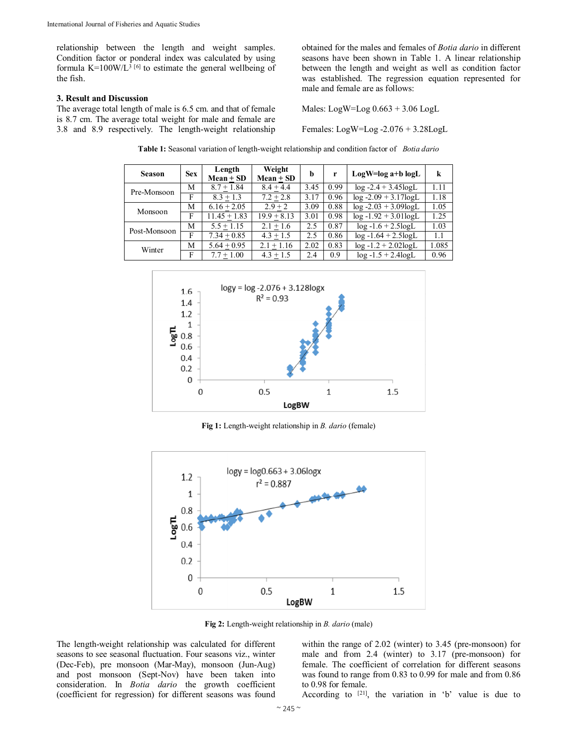relationship between the length and weight samples. Condition factor or ponderal index was calculated by using formula $K=100W/L^3$ [6] to estimate the general wellbeing of the fish.

### 3. Result and Discussion

The average total length of male is 6.5 cm. and that of female is 8.7 cm. The average total weight for male and female are 3.8 and 8.9 respectively. The length-weight relationship obtained for the males and females of *Botia dario* in different seasons have been shown in Table 1. A linear relationship between the length and weight as well as condition factor was established. The regression equation represented for male and female are as follows:

Males: LogW=Log 0.663 + 3.06 LogL

Females: LogW=Log -2.076 + 3.28LogL

**Table 1:** Seasonal variation of length-weight relationship and condition factor of *Botia dario*

| Season | Sex | Length Mean ± SD | Weight Mean ± SD | b | r | LogW=log a+b logL | k |
|---|---|---|---|---|---|---|---|
| Pre-Monsoon | M | 8.7 ± 1.84 | 8.4 ± 4.4 | 3.45 | 0.99 | log -2.4 + 3.45logL | 1.11 |
| | F | 8.3 ± 1.3 | 7.2 ± 2.8 | 3.17 | 0.96 | log -2.09 + 3.17logL | 1.18 |
| Monsoon | M | 6.16 ± 2.05 | 2.9 ± 2 | 3.09 | 0.88 | log -2.03 + 3.09logL | 1.05 |
| | F | 11.45 ± 1.83 | 19.9 ± 8.13 | 3.01 | 0.98 | log -1.92 + 3.01logL | 1.25 |
| Post-Monsoon | M | 5.5 ± 1.15 | 2.1 ± 1.6 | 2.5 | 0.87 | log -1.6 + 2.5logL | 1.03 |
| | F | 7.34 ± 0.85 | 4.3 ± 1.5 | 2.5 | 0.86 | log -1.64 + 2.5logL | 1.1 |
| Winter | M | 5.64 ± 0.95 | 2.1 ± 1.16 | 2.02 | 0.83 | log -1.2 + 2.02logL | 1.085 |
| | F | 7.7 ± 1.00 | 4.3 ± 1.5 | 2.4 | 0.9 | log -1.5 + 2.4logL | 0.96 |

**Fig 1:** Length-weight relationship in *B. dario* (female)

**Fig 2:** Length-weight relationship in *B. dario* (male)

The length-weight relationship was calculated for different seasons to see seasonal fluctuation. Four seasons viz., winter (Dec-Feb), pre monsoon (Mar-May), monsoon (Jun-Aug) and post monsoon (Sept-Nov) have been taken into consideration. In *Botia dario* the growth coefficient (coefficient for regression) for different seasons was found within the range of 2.02 (winter) to 3.45 (pre-monsoon) for male and from 2.4 (winter) to 3.17 (pre-monsoon) for female. The coefficient of correlation for different seasons was found to range from 0.83 to 0.99 for male and from 0.86 to 0.98 for female.

According to [21], the variation in 'b' value is due to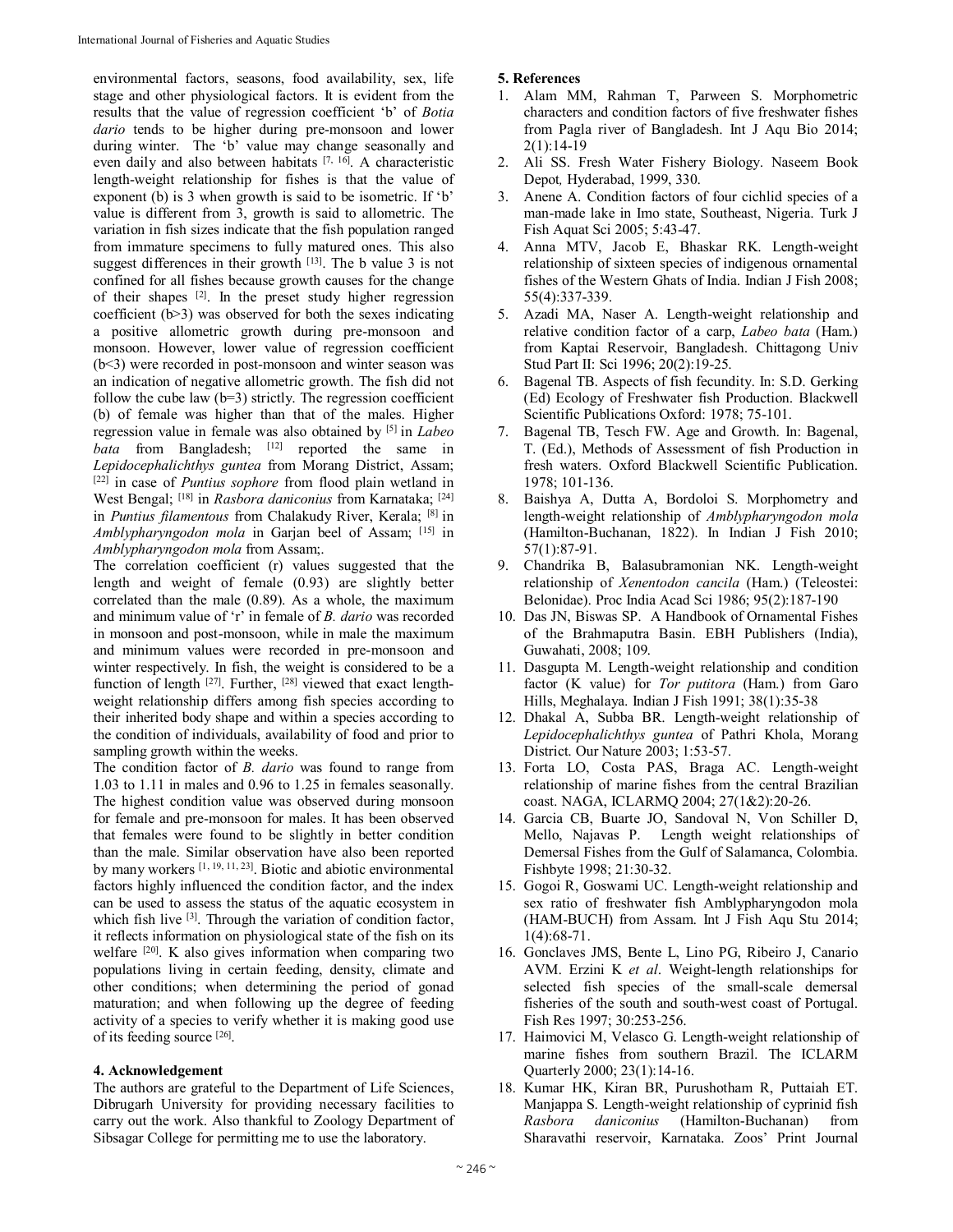environmental factors, seasons, food availability, sex, life stage and other physiological factors. It is evident from the results that the value of regression coefficient 'b' of *Botia dario* tends to be higher during pre-monsoon and lower during winter. The 'b' value may change seasonally and even daily and also between habitats [7, 16]. A characteristic length-weight relationship for fishes is that the value of exponent (b) is 3 when growth is said to be isometric. If 'b' value is different from 3, growth is said to allometric. The variation in fish sizes indicate that the fish population ranged from immature specimens to fully matured ones. This also suggest differences in their growth [13]. The b value 3 is not confined for all fishes because growth causes for the change of their shapes [2]. In the preset study higher regression coefficient ($b>3$) was observed for both the sexes indicating a positive allometric growth during pre-monsoon and monsoon. However, lower value of regression coefficient ($b<3$) were recorded in post-monsoon and winter season was an indication of negative allometric growth. The fish did not follow the cube law ($b=3$) strictly. The regression coefficient (b) of female was higher than that of the males. Higher regression value in female was also obtained by [5] in *Labeo bata* from Bangladesh; [12] reported the same in *Lepidocephalichthys guntea* from Morang District, Assam; [22] in case of *Puntius sophore* from flood plain wetland in West Bengal; [18] in *Rasbora daniconius* from Karnataka; [24] in *Puntius filamentous* from Chalakudy River, Kerala; [8] in *Amblypharyngodon mola* in Garjan beel of Assam; [15] in *Amblypharyngodon mola* from Assam;.

The correlation coefficient (r) values suggested that the length and weight of female (0.93) are slightly better correlated than the male (0.89). As a whole, the maximum and minimum value of 'r' in female of *B. dario* was recorded in monsoon and post-monsoon, while in male the maximum and minimum values were recorded in pre-monsoon and winter respectively. In fish, the weight is considered to be a function of length [27]. Further, [28] viewed that exact length-weight relationship differs among fish species according to their inherited body shape and within a species according to the condition of individuals, availability of food and prior to sampling growth within the weeks.

The condition factor of *B. dario* was found to range from 1.03 to 1.11 in males and 0.96 to 1.25 in females seasonally. The highest condition value was observed during monsoon for female and pre-monsoon for males. It has been observed that females were found to be slightly in better condition than the male. Similar observation have also been reported by many workers [1, 19, 11, 23]. Biotic and abiotic environmental factors highly influenced the condition factor, and the index can be used to assess the status of the aquatic ecosystem in which fish live [3]. Through the variation of condition factor, it reflects information on physiological state of the fish on its welfare [20]. K also gives information when comparing two populations living in certain feeding, density, climate and other conditions; when determining the period of gonad maturation; and when following up the degree of feeding activity of a species to verify whether it is making good use of its feeding source [26].

## 4. Acknowledgement

The authors are grateful to the Department of Life Sciences, Dibrugarh University for providing necessary facilities to carry out the work. Also thankful to Zoology Department of Sibsagar College for permitting me to use the laboratory.

## 5. References

1. Alam MM, Rahman T, Parween S. Morphometric characters and condition factors of five freshwater fishes from Pagla river of Bangladesh. Int J Aqu Bio 2014; 2(1):14-19
2. Ali SS. Fresh Water Fishery Biology. Naseem Book Depot*,* Hyderabad, 1999, 330.
3. Anene A. Condition factors of four cichlid species of a man-made lake in Imo state, Southeast, Nigeria. Turk J Fish Aquat Sci 2005; 5:43-47.
4. Anna MTV, Jacob E, Bhaskar RK. Length-weight relationship of sixteen species of indigenous ornamental fishes of the Western Ghats of India. Indian J Fish 2008; 55(4):337-339.
5. Azadi MA, Naser A. Length-weight relationship and relative condition factor of a carp, *Labeo bata* (Ham.) from Kaptai Reservoir, Bangladesh. Chittagong Univ Stud Part II: Sci 1996; 20(2):19-25.
6. Bagenal TB. Aspects of fish fecundity. In: S.D. Gerking (Ed) Ecology of Freshwater fish Production. Blackwell Scientific Publications Oxford: 1978; 75-101.
7. Bagenal TB, Tesch FW. Age and Growth. In: Bagenal, T. (Ed.), Methods of Assessment of fish Production in fresh waters. Oxford Blackwell Scientific Publication. 1978; 101-136.
8. Baishya A, Dutta A, Bordoloi S. Morphometry and length-weight relationship of *Amblypharyngodon mola* (Hamilton-Buchanan, 1822). In Indian J Fish 2010; 57(1):87-91.
9. Chandrika B, Balasubramonian NK. Length-weight relationship of *Xenentodon cancila* (Ham.) (Teleostei: Belonidae). Proc India Acad Sci 1986; 95(2):187-190
10. Das JN, Biswas SP. A Handbook of Ornamental Fishes of the Brahmaputra Basin. EBH Publishers (India), Guwahati, 2008; 109.
11. Dasgupta M. Length-weight relationship and condition factor (K value) for *Tor putitora* (Ham.) from Garo Hills, Meghalaya. Indian J Fish 1991; 38(1):35-38
12. Dhakal A, Subba BR. Length-weight relationship of *Lepidocephalichthys guntea* of Pathri Khola, Morang District. Our Nature 2003; 1:53-57.
13. Forta LO, Costa PAS, Braga AC. Length-weight relationship of marine fishes from the central Brazilian coast. NAGA, ICLARMQ 2004; 27(1&2):20-26.
14. Garcia CB, Buarte JO, Sandoval N, Von Schiller D, Mello, Najavas P. Length weight relationships of Demersal Fishes from the Gulf of Salamanca, Colombia. Fishbyte 1998; 21:30-32.
15. Gogoi R, Goswami UC. Length-weight relationship and sex ratio of freshwater fish Amblypharyngodon mola (HAM-BUCH) from Assam. Int J Fish Aqu Stu 2014; 1(4):68-71.
16. Gonclaves JMS, Bente L, Lino PG, Ribeiro J, Canario AVM. Erzini K *et al*. Weight-length relationships for selected fish species of the small-scale demersal fisheries of the south and south-west coast of Portugal. Fish Res 1997; 30:253-256.
17. Haimovici M, Velasco G. Length-weight relationship of marine fishes from southern Brazil. The ICLARM Quarterly 2000; 23(1):14-16.
18. Kumar HK, Kiran BR, Purushotham R, Puttaiah ET. Manjappa S. Length-weight relationship of cyprinid fish *Rasbora daniconius* (Hamilton-Buchanan) from Sharavathi reservoir, Karnataka. Zoos' Print Journal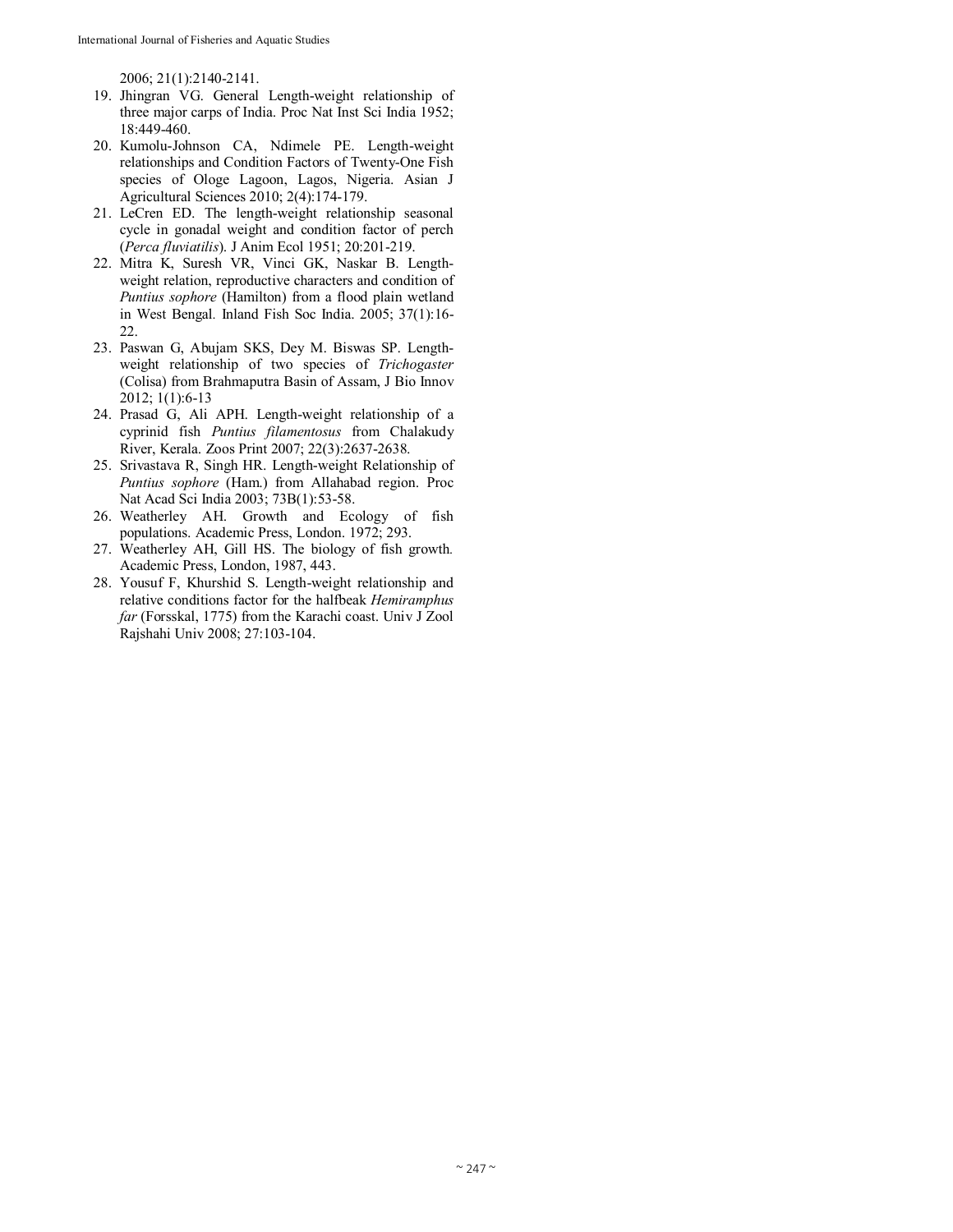2006; 21(1):2140-2141.

19. Jhingran VG. General Length-weight relationship of three major carps of India. Proc Nat Inst Sci India 1952; 18:449-460.
20. Kumolu-Johnson CA, Ndimele PE. Length-weight relationships and Condition Factors of Twenty-One Fish species of Ologe Lagoon, Lagos, Nigeria. Asian J Agricultural Sciences 2010; 2(4):174-179.
21. LeCren ED. The length-weight relationship seasonal cycle in gonadal weight and condition factor of perch (*Perca fluviatilis*). J Anim Ecol 1951; 20:201-219.
22. Mitra K, Suresh VR, Vinci GK, Naskar B. Length-weight relation, reproductive characters and condition of *Puntius sophore* (Hamilton) from a flood plain wetland in West Bengal. Inland Fish Soc India. 2005; 37(1):16-22.
23. Paswan G, Abujam SKS, Dey M. Biswas SP. Length-weight relationship of two species of *Trichogaster* (Colisa) from Brahmaputra Basin of Assam, J Bio Innov 2012; 1(1):6-13
24. Prasad G, Ali APH. Length-weight relationship of a cyprinid fish *Puntius filamentosus* from Chalakudy River, Kerala. Zoos Print 2007; 22(3):2637-2638.
25. Srivastava R, Singh HR. Length-weight Relationship of *Puntius sophore* (Ham.) from Allahabad region. Proc Nat Acad Sci India 2003; 73B(1):53-58.
26. Weatherley AH. Growth and Ecology of fish populations. Academic Press, London. 1972; 293.
27. Weatherley AH, Gill HS. The biology of fish growth. Academic Press, London, 1987, 443.
28. Yousuf F, Khurshid S. Length-weight relationship and relative conditions factor for the halfbeak *Hemiramphus far* (Forsskal, 1775) from the Karachi coast. Univ J Zool Rajshahi Univ 2008; 27:103-104.